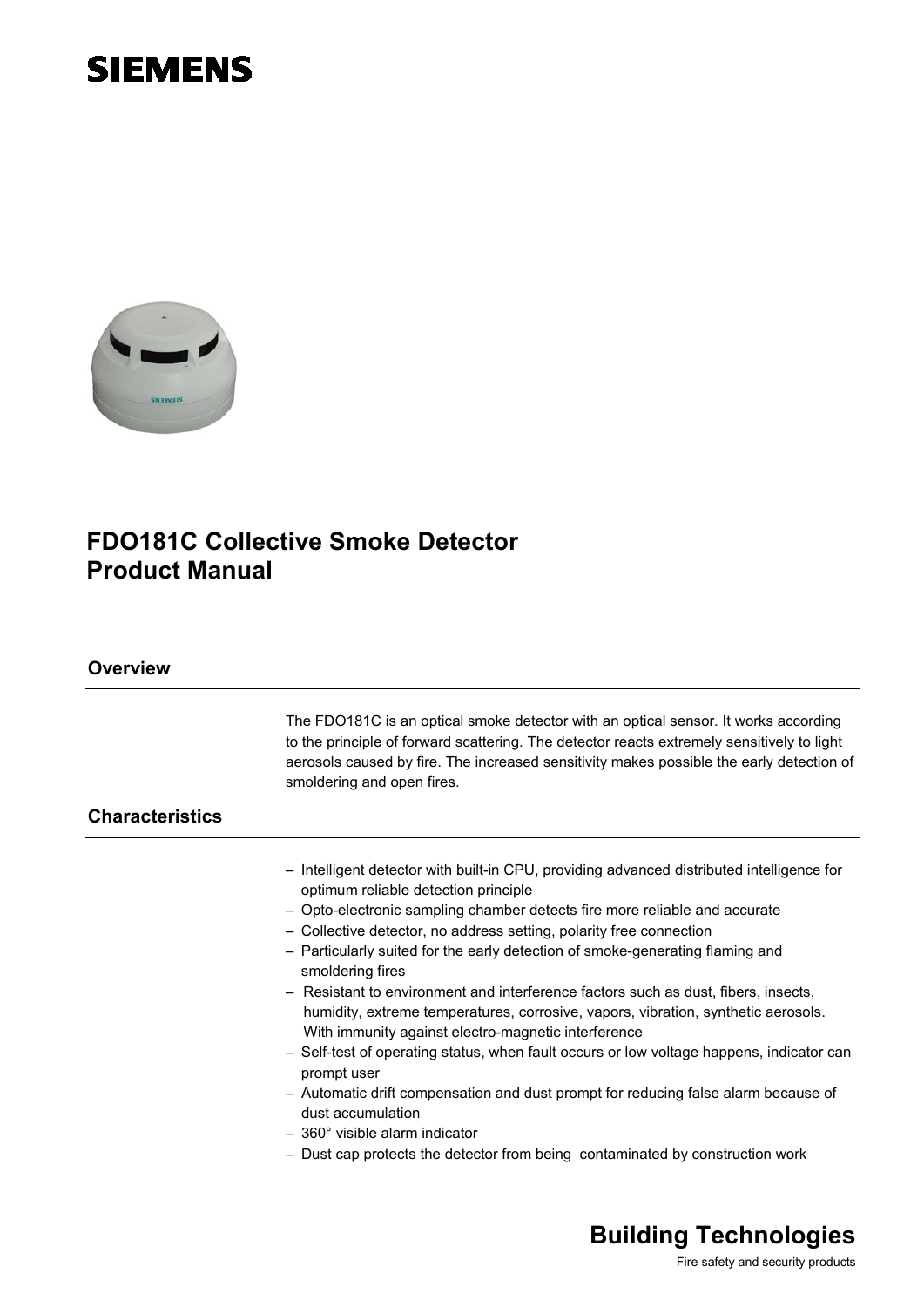SIEMENS

# FDO181C Collective Smoke Detector Product Manual

## Overview

The FDO181C is an optical smoke detector with an optical sensor. It works according to the principle of forward scattering. The detector reacts extremely sensitively to light aerosols caused by fire. The increased sensitivity makes possible the early detection of smoldering and open fires.

## Characteristics

- Intelligent detector with built-in CPU, providing advanced distributed intelligence for optimum reliable detection principle
- Opto-electronic sampling chamber detects fire more reliable and accurate
- Collective detector, no address setting, polarity free connection
- Particularly suited for the early detection of smoke-generating flaming and smoldering fires
- Resistant to environment and interference factors such as dust, fibers, insects, humidity, extreme temperatures, corrosive, vapors, vibration, synthetic aerosols. With immunity against electro-magnetic interference
- Self-test of operating status, when fault occurs or low voltage happens, indicator can prompt user
- Automatic drift compensation and dust prompt for reducing false alarm because of dust accumulation
- 360° visible alarm indicator
- Dust cap protects the detector from being contaminated by construction work

**Building Technologies**

Fire safety and security products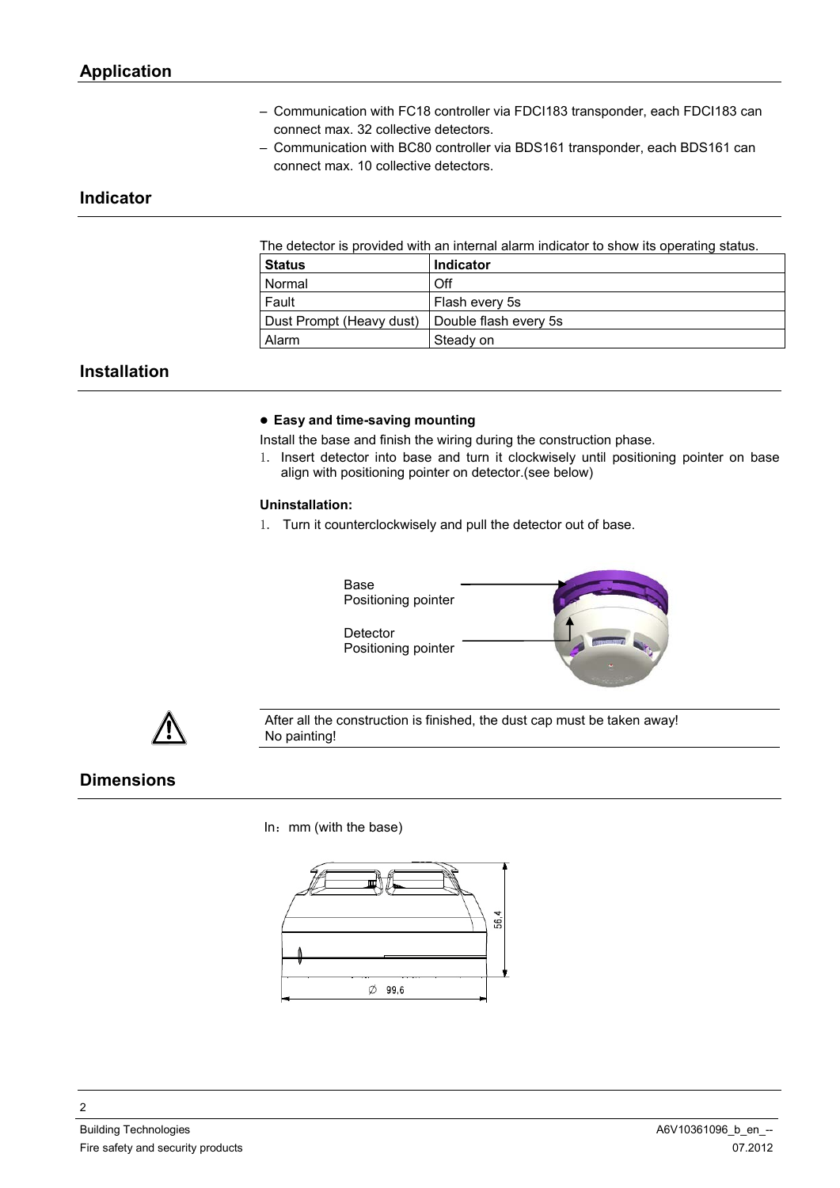## Application

– Communication with FC18 controller via FDCI183 transponder, each FDCI183 can connect max. 32 collective detectors.
– Communication with BC80 controller via BDS161 transponder, each BDS161 can connect max. 10 collective detectors.

## Indicator

The detector is provided with an internal alarm indicator to show its operating status.

| Status | Indicator |
| --- | --- |
| Normal | Off |
| Fault | Flash every 5s |
| Dust Prompt (Heavy dust) | Double flash every 5s |
| Alarm | Steady on |

## Installation

● **Easy and time-saving mounting**

Install the base and finish the wiring during the construction phase.

1. Insert detector into base and turn it clockwisely until positioning pointer on base align with positioning pointer on detector.(see below)

**Uninstallation:**

1. Turn it counterclockwisely and pull the detector out of base.

Base
Positioning pointer

Detector
Positioning pointer

After all the construction is finished, the dust cap must be taken away!
No painting!

## Dimensions

In：mm (with the base)

56,4

∅ 99,6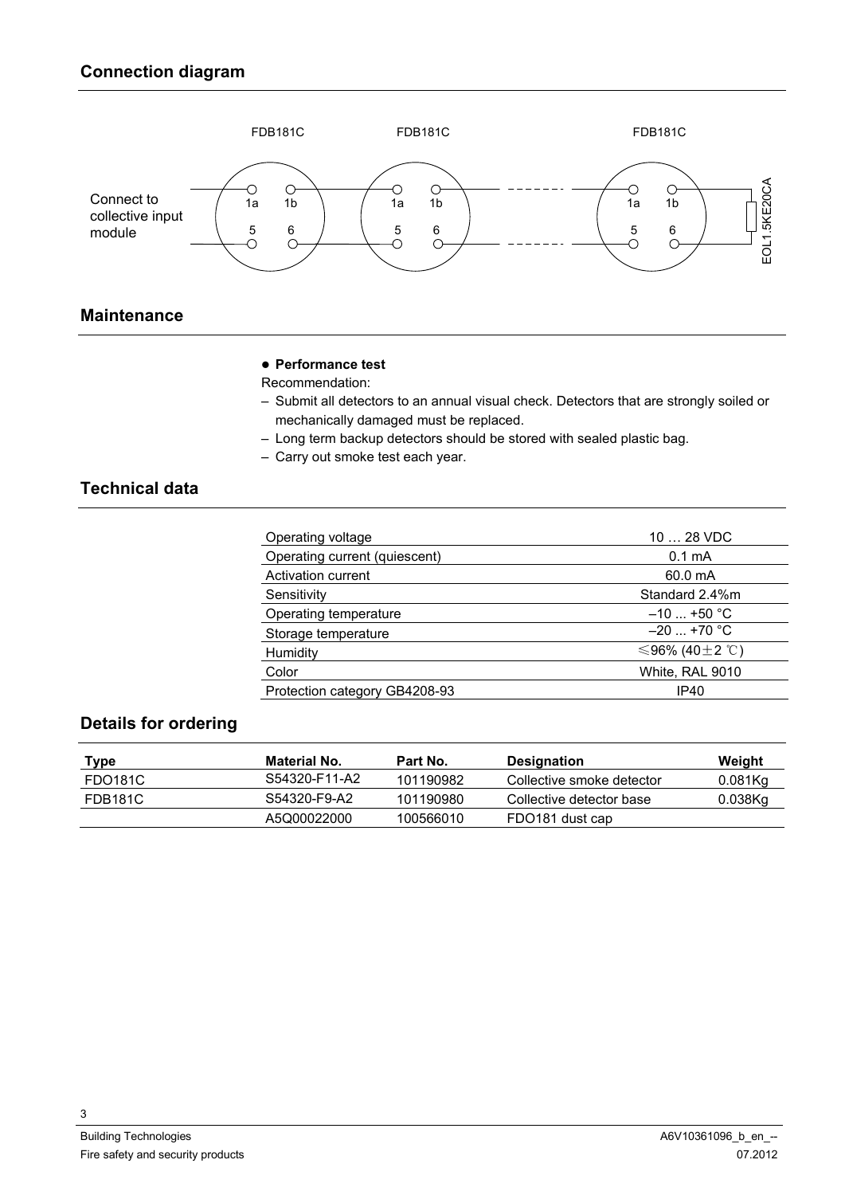## Connection diagram

FDB181C FDB181C FDB181C

Connect to collective input module

1a 1b 5 6 — 1a 1b 5 6 — 1a 1b 5 6

EOL1.5KE20CA

## Maintenance

- **Performance test**

Recommendation:

- Submit all detectors to an annual visual check. Detectors that are strongly soiled or mechanically damaged must be replaced.
- Long term backup detectors should be stored with sealed plastic bag.
- Carry out smoke test each year.

## Technical data

| | |
|---|---|
| Operating voltage | 10 … 28 VDC |
| Operating current (quiescent) | 0.1 mA |
| Activation current | 60.0 mA |
| Sensitivity | Standard 2.4%m |
| Operating temperature | –10 ... +50 °C |
| Storage temperature | –20 ... +70 °C |
| Humidity | ≤96% (40±2 ℃) |
| Color | White, RAL 9010 |
| Protection category GB4208-93 | IP40 |

## Details for ordering

| Type | Material No. | Part No. | Designation | Weight |
|---|---|---|---|---|
| FDO181C | S54320-F11-A2 | 101190982 | Collective smoke detector | 0.081Kg |
| FDB181C | S54320-F9-A2 | 101190980 | Collective detector base | 0.038Kg |
| | A5Q00022000 | 100566010 | FDO181 dust cap | |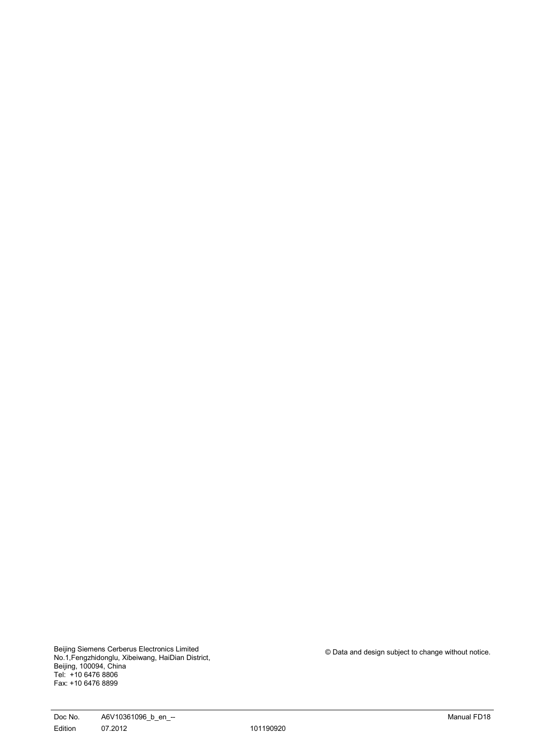Beijing Siemens Cerberus Electronics Limited
No.1,Fengzhidonglu, Xibeiwang, HaiDian District,
Beijing, 100094, China
Tel: +10 6476 8806
Fax: +10 6476 8899

© Data and design subject to change without notice.

| | | | |
|---|---|---|---|
| Doc No. | A6V10361096_b_en_-- | | Manual FD18 |
| Edition | 07.2012 | 101190920 | |